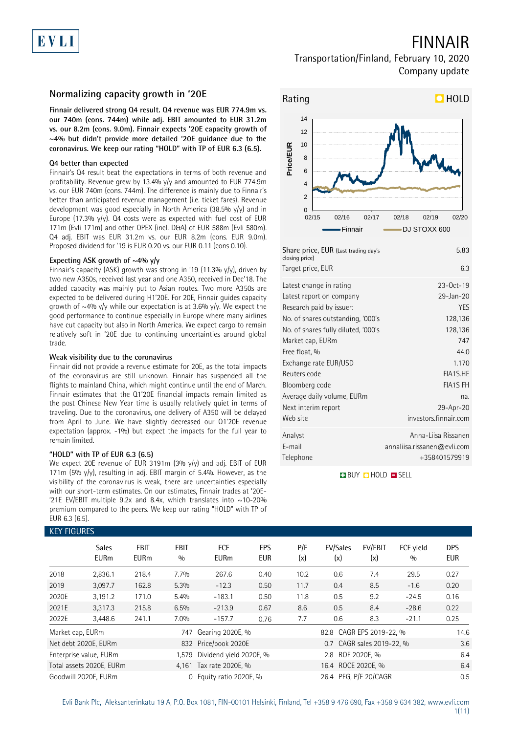# FINNAIR

Transportation/Finland, February 10, 2020
Company update

## Normalizing capacity growth in '20E

**Finnair delivered strong Q4 result. Q4 revenue was EUR 774.9m vs. our 740m (cons. 744m) while adj. EBIT amounted to EUR 31.2m vs. our 8.2m (cons. 9.0m). Finnair expects '20E capacity growth of ~4% but didn't provide more detailed '20E guidance due to the coronavirus. We keep our rating "HOLD" with TP of EUR 6.3 (6.5).**

### Q4 better than expected

Finnair's Q4 result beat the expectations in terms of both revenue and profitability. Revenue grew by 13.4% y/y and amounted to EUR 774.9m vs. our EUR 740m (cons. 744m). The difference is mainly due to Finnair's better than anticipated revenue management (i.e. ticket fares). Revenue development was good especially in North America (38.5% y/y) and in Europe (17.3% y/y). Q4 costs were as expected with fuel cost of EUR 171m (Evli 171m) and other OPEX (incl. D&A) of EUR 588m (Evli 580m). Q4 adj. EBIT was EUR 31.2m vs. our EUR 8.2m (cons. EUR 9.0m). Proposed dividend for '19 is EUR 0.20 vs. our EUR 0.11 (cons 0.10).

### Expecting ASK growth of ~4% y/y

Finnair's capacity (ASK) growth was strong in '19 (11.3% y/y), driven by two new A350s, received last year and one A350, received in Dec'18. The added capacity was mainly put to Asian routes. Two more A350s are expected to be delivered during H1'20E. For 20E, Finnair guides capacity growth of ~4% y/y while our expectation is at 3.6% y/y. We expect the good performance to continue especially in Europe where many airlines have cut capacity but also in North America. We expect cargo to remain relatively soft in '20E due to continuing uncertainties around global trade.

### Weak visibility due to the coronavirus

Finnair did not provide a revenue estimate for 20E, as the total impacts of the coronavirus are still unknown. Finnair has suspended all the flights to mainland China, which might continue until the end of March. Finnair estimates that the Q1'20E financial impacts remain limited as the post Chinese New Year time is usually relatively quiet in terms of traveling. Due to the coronavirus, one delivery of A350 will be delayed from April to June. We have slightly decreased our Q1'20E revenue expectation (approx. -1%) but expect the impacts for the full year to remain limited.

### "HOLD" with TP of EUR 6.3 (6.5)

We expect 20E revenue of EUR 3191m (3% y/y) and adj. EBIT of EUR 171m (5% y/y), resulting in adj. EBIT margin of 5.4%. However, as the visibility of the coronavirus is weak, there are uncertainties especially with our short-term estimates. On our estimates, Finnair trades at '20E-'21E EV/EBIT multiple 9.2x and 8.4x, which translates into ~10-20% premium compared to the peers. We keep our rating "HOLD" with TP of EUR 6.3 (6.5).

**Rating: HOLD**

| | |
|---|---|
| Share price, EUR (Last trading day's closing price) | 5.83 |
| Target price, EUR | 6.3 |
| Latest change in rating | 23-Oct-19 |
| Latest report on company | 29-Jan-20 |
| Research paid by issuer: | YES |
| No. of shares outstanding, '000's | 128,136 |
| No. of shares fully diluted, '000's | 128,136 |
| Market cap, EURm | 747 |
| Free float, % | 44.0 |
| Exchange rate EUR/USD | 1.170 |
| Reuters code | FIA1S.HE |
| Bloomberg code | FIA1S FH |
| Average daily volume, EURm | na. |
| Next interim report | 29-Apr-20 |
| Web site | investors.finnair.com |
| Analyst | Anna-Liisa Rissanen |
| E-mail | annaliisa.rissanen@evli.com |
| Telephone | +358401579919 |

BUY HOLD SELL

## KEY FIGURES

| | Sales EURm | EBIT EURm | EBIT % | FCF EURm | EPS EUR | P/E (x) | EV/Sales (x) | EV/EBIT (x) | FCF yield % | DPS EUR |
|---|---|---|---|---|---|---|---|---|---|---|
| 2018 | 2,836.1 | 218.4 | 7.7% | 267.6 | 0.40 | 10.2 | 0.6 | 7.4 | 29.5 | 0.27 |
| 2019 | 3,097.7 | 162.8 | 5.3% | -12.3 | 0.50 | 11.7 | 0.4 | 8.5 | -1.6 | 0.20 |
| 2020E | 3,191.2 | 171.0 | 5.4% | -183.1 | 0.50 | 11.8 | 0.5 | 9.2 | -24.5 | 0.16 |
| 2021E | 3,317.3 | 215.8 | 6.5% | -213.9 | 0.67 | 8.6 | 0.5 | 8.4 | -28.6 | 0.22 |
| 2022E | 3,448.6 | 241.1 | 7.0% | -157.7 | 0.76 | 7.7 | 0.6 | 8.3 | -21.1 | 0.25 |

| | | | | | |
|---|---|---|---|---|---|
| Market cap, EURm | 747 | Gearing 2020E, % | 82.8 | CAGR EPS 2019-22, % | 14.6 |
| Net debt 2020E, EURm | 832 | Price/book 2020E | 0.7 | CAGR sales 2019-22, % | 3.6 |
| Enterprise value, EURm | 1,579 | Dividend yield 2020E, % | 2.8 | ROE 2020E, % | 6.4 |
| Total assets 2020E, EURm | 4,161 | Tax rate 2020E, % | 16.4 | ROCE 2020E, % | 6.4 |
| Goodwill 2020E, EURm | 0 | Equity ratio 2020E, % | 26.4 | PEG, P/E 20/CAGR | 0.5 |

Evli Bank Plc, Aleksanterinkatu 19 A, P.O. Box 1081, FIN-00101 Helsinki, Finland, Tel +358 9 476 690, Fax +358 9 634 382, www.evli.com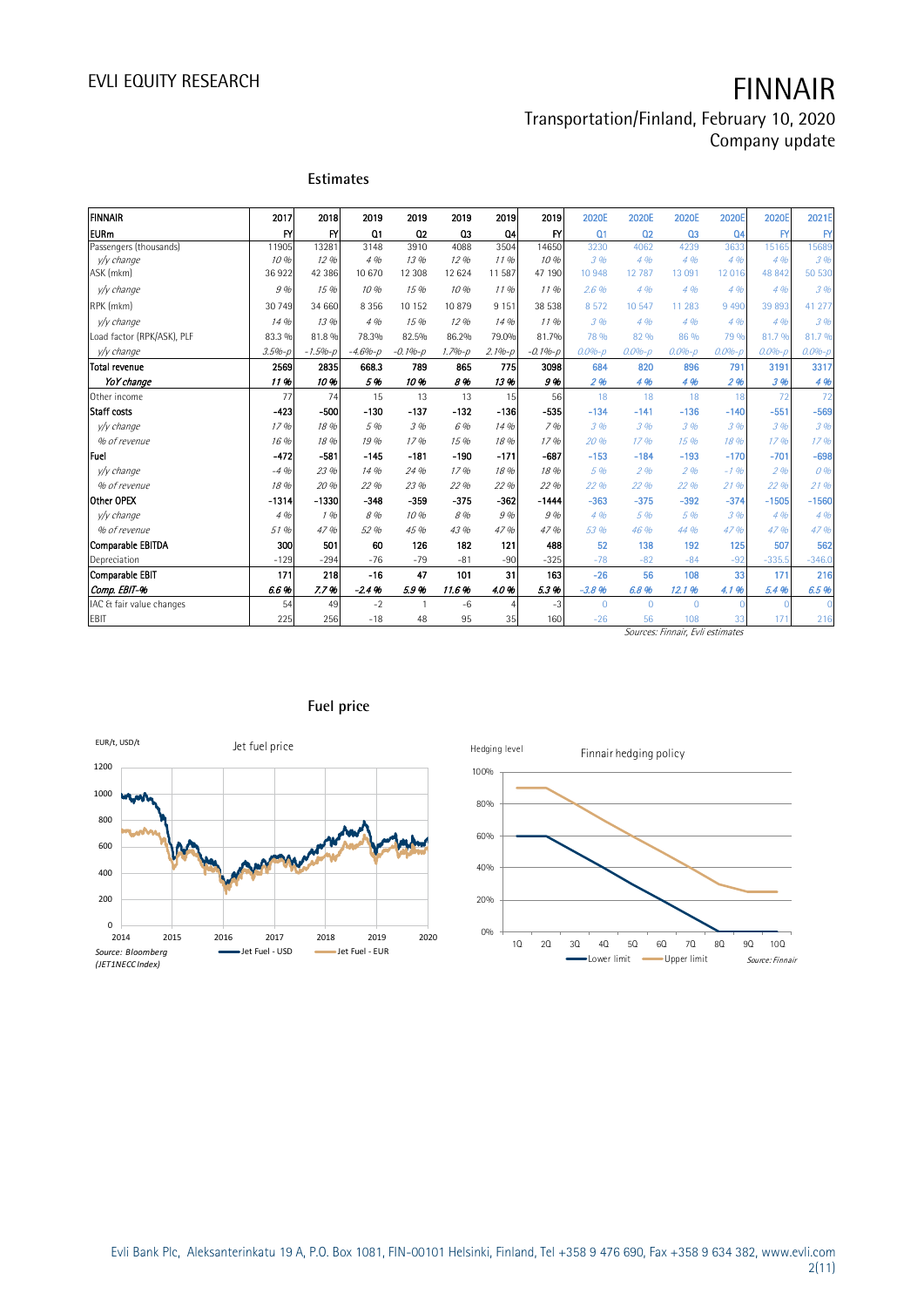## Estimates

| FINNAIR | 2017 | 2018 | 2019 | 2019 | 2019 | 2019 | 2019 | 2020E | 2020E | 2020E | 2020E | 2020E | 2021E |
|---|---|---|---|---|---|---|---|---|---|---|---|---|---|
| EURm | FY | FY | Q1 | Q2 | Q3 | Q4 | FY | Q1 | Q2 | Q3 | Q4 | FY | FY |
| Passengers (thousands) | 11905 | 13281 | 3148 | 3910 | 4088 | 3504 | 14650 | 3230 | 4062 | 4239 | 3633 | 15165 | 15689 |
| *y/y change* | *10 %* | *12 %* | *4 %* | *13 %* | *12 %* | *11 %* | *10 %* | *3 %* | *4 %* | *4 %* | *4 %* | *4 %* | *3 %* |
| ASK (mkm) | 36 922 | 42 386 | 10 670 | 12 308 | 12 624 | 11 587 | 47 190 | 10 948 | 12 787 | 13 091 | 12 016 | 48 842 | 50 530 |
| *y/y change* | *9 %* | *15 %* | *10 %* | *15 %* | *10 %* | *11 %* | *11 %* | *2.6 %* | *4 %* | *4 %* | *4 %* | *4 %* | *3 %* |
| RPK (mkm) | 30 749 | 34 660 | 8 356 | 10 152 | 10 879 | 9 151 | 38 538 | 8 572 | 10 547 | 11 283 | 9 490 | 39 893 | 41 277 |
| *y/y change* | *14 %* | *13 %* | *4 %* | *15 %* | *12 %* | *14 %* | *11 %* | *3 %* | *4 %* | *4 %* | *4 %* | *4 %* | *3 %* |
| Load factor (RPK/ASK), PLF | 83.3 % | 81.8 % | 78.3% | 82.5% | 86.2% | 79.0% | 81.7% | 78 % | 82 % | 86 % | 79 % | 81.7 % | 81.7 % |
| *y/y change* | *3.5%-p* | *-1.5%-p* | *-4.6%-p* | *-0.1%-p* | *1.7%-p* | *2.1%-p* | *-0.1%-p* | *0.0%-p* | *0.0%-p* | *0.0%-p* | *0.0%-p* | *0.0%-p* | *0.0%-p* |
| **Total revenue** | **2569** | **2835** | **668.3** | **789** | **865** | **775** | **3098** | **684** | **820** | **896** | **791** | **3191** | **3317** |
| ***YoY change*** | ***11 %*** | ***10 %*** | ***5 %*** | ***10 %*** | ***8 %*** | ***13 %*** | ***9 %*** | ***2 %*** | ***4 %*** | ***4 %*** | ***2 %*** | ***3 %*** | ***4 %*** |
| Other income | 77 | 74 | 15 | 13 | 13 | 15 | 56 | 18 | 18 | 18 | 18 | 72 | 72 |
| **Staff costs** | **-423** | **-500** | **-130** | **-137** | **-132** | **-136** | **-535** | **-134** | **-141** | **-136** | **-140** | **-551** | **-569** |
| *y/y change* | *17 %* | *18 %* | *5 %* | *3 %* | *6 %* | *14 %* | *7 %* | *3 %* | *3 %* | *3 %* | *3 %* | *3 %* | *3 %* |
| *% of revenue* | *16 %* | *18 %* | *19 %* | *17 %* | *15 %* | *18 %* | *17 %* | *20 %* | *17 %* | *15 %* | *18 %* | *17 %* | *17 %* |
| **Fuel** | **-472** | **-581** | **-145** | **-181** | **-190** | **-171** | **-687** | **-153** | **-184** | **-193** | **-170** | **-701** | **-698** |
| *y/y change* | *-4 %* | *23 %* | *14 %* | *24 %* | *17 %* | *18 %* | *18 %* | *5 %* | *2 %* | *2 %* | *-1 %* | *2 %* | *0 %* |
| *% of revenue* | *18 %* | *20 %* | *22 %* | *23 %* | *22 %* | *22 %* | *22 %* | *22 %* | *22 %* | *22 %* | *21 %* | *22 %* | *21 %* |
| **Other OPEX** | **-1314** | **-1330** | **-348** | **-359** | **-375** | **-362** | **-1444** | **-363** | **-375** | **-392** | **-374** | **-1505** | **-1560** |
| *y/y change* | *4 %* | *1 %* | *8 %* | *10 %* | *8 %* | *9 %* | *9 %* | *4 %* | *5 %* | *5 %* | *3 %* | *4 %* | *4 %* |
| *% of revenue* | *51 %* | *47 %* | *52 %* | *45 %* | *43 %* | *47 %* | *47 %* | *53 %* | *46 %* | *44 %* | *47 %* | *47 %* | *47 %* |
| **Comparable EBITDA** | **300** | **501** | **60** | **126** | **182** | **121** | **488** | **52** | **138** | **192** | **125** | **507** | **562** |
| Depreciation | -129 | -294 | -76 | -79 | -81 | -90 | -325 | -78 | -82 | -84 | -92 | -335.5 | -346.0 |
| **Comparable EBIT** | **171** | **218** | **-16** | **47** | **101** | **31** | **163** | **-26** | **56** | **108** | **33** | **171** | **216** |
| ***Comp. EBIT-%*** | ***6.6 %*** | ***7.7 %*** | ***-2.4 %*** | ***5.9 %*** | ***11.6 %*** | ***4.0 %*** | ***5.3 %*** | ***-3.8 %*** | ***6.8 %*** | ***12.1 %*** | ***4.1 %*** | ***5.4 %*** | ***6.5 %*** |
| IAC & fair value changes | 54 | 49 | -2 | 1 | -6 | 4 | -3 | 0 | 0 | 0 | 0 | 0 | 0 |
| EBIT | 225 | 256 | -18 | 48 | 95 | 35 | 160 | -26 | 56 | 108 | 33 | 171 | 216 |

*Sources: Finnair, Evli estimates*

## Fuel price

Jet fuel price (EUR/t, USD/t) — Jet Fuel - USD, Jet Fuel - EUR

*Source: Bloomberg (JET1NECC Index)*

Finnair hedging policy (Hedging level) — Lower limit, Upper limit

*Source: Finnair*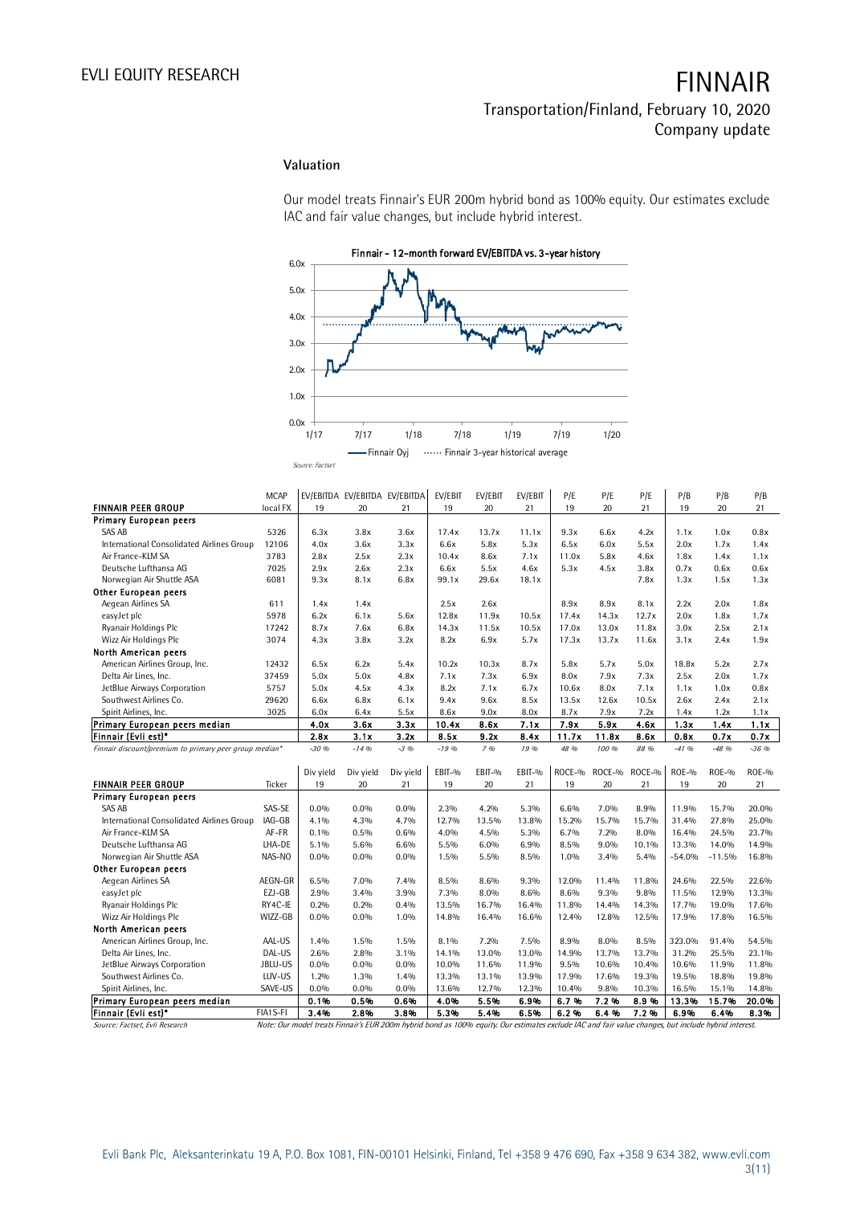## Valuation

Our model treats Finnair's EUR 200m hybrid bond as 100% equity. Our estimates exclude IAC and fair value changes, but include hybrid interest.

**Finnair - 12-month forward EV/EBITDA vs. 3-year history**

Source: Factset

| FINNAIR PEER GROUP | MCAP local FX | EV/EBITDA 19 | EV/EBITDA 20 | EV/EBITDA 21 | EV/EBIT 19 | EV/EBIT 20 | EV/EBIT 21 | P/E 19 | P/E 20 | P/E 21 | P/B 19 | P/B 20 | P/B 21 |
|---|---|---|---|---|---|---|---|---|---|---|---|---|---|
| **Primary European peers** | | | | | | | | | | | | | |
| SAS AB | 5326 | 6.3x | 3.8x | 3.6x | 17.4x | 13.7x | 11.1x | 9.3x | 6.6x | 4.2x | 1.1x | 1.0x | 0.8x |
| International Consolidated Airlines Group | 12106 | 4.0x | 3.6x | 3.3x | 6.6x | 5.8x | 5.3x | 6.5x | 6.0x | 5.5x | 2.0x | 1.7x | 1.4x |
| Air France-KLM SA | 3783 | 2.8x | 2.5x | 2.3x | 10.4x | 8.6x | 7.1x | 11.0x | 5.8x | 4.6x | 1.8x | 1.4x | 1.1x |
| Deutsche Lufthansa AG | 7025 | 2.9x | 2.6x | 2.3x | 6.6x | 5.5x | 4.6x | 5.3x | 4.5x | 3.8x | 0.7x | 0.6x | 0.6x |
| Norwegian Air Shuttle ASA | 6081 | 9.3x | 8.1x | 6.8x | 99.1x | 29.6x | 18.1x | | | 7.8x | 1.3x | 1.5x | 1.3x |
| **Other European peers** | | | | | | | | | | | | | |
| Aegean Airlines SA | 611 | 1.4x | 1.4x | | 2.5x | 2.6x | | 8.9x | 8.9x | 8.1x | 2.2x | 2.0x | 1.8x |
| easyJet plc | 5978 | 6.2x | 6.1x | 5.6x | 12.8x | 11.9x | 10.5x | 17.4x | 14.3x | 12.7x | 2.0x | 1.8x | 1.7x |
| Ryanair Holdings Plc | 17242 | 8.7x | 7.6x | 6.8x | 14.3x | 11.5x | 10.5x | 17.0x | 13.0x | 11.8x | 3.0x | 2.5x | 2.1x |
| Wizz Air Holdings Plc | 3074 | 4.3x | 3.8x | 3.2x | 8.2x | 6.9x | 5.7x | 17.3x | 13.7x | 11.6x | 3.1x | 2.4x | 1.9x |
| **North American peers** | | | | | | | | | | | | | |
| American Airlines Group, Inc. | 12432 | 6.5x | 6.2x | 5.4x | 10.2x | 10.3x | 8.7x | 5.8x | 5.7x | 5.0x | 18.8x | 5.2x | 2.7x |
| Delta Air Lines, Inc. | 37459 | 5.0x | 5.0x | 4.8x | 7.1x | 7.3x | 6.9x | 8.0x | 7.9x | 7.3x | 2.5x | 2.0x | 1.7x |
| JetBlue Airways Corporation | 5757 | 5.0x | 4.5x | 4.3x | 8.2x | 7.1x | 6.7x | 10.6x | 8.0x | 7.1x | 1.1x | 1.0x | 0.8x |
| Southwest Airlines Co. | 29620 | 6.6x | 6.8x | 6.1x | 9.4x | 9.6x | 8.5x | 13.5x | 12.6x | 10.5x | 2.6x | 2.4x | 2.1x |
| Spirit Airlines, Inc. | 3025 | 6.0x | 6.4x | 5.5x | 8.6x | 9.0x | 8.0x | 8.7x | 7.9x | 7.2x | 1.4x | 1.2x | 1.1x |
| **Primary European peers median** | | **4.0x** | **3.6x** | **3.3x** | **10.4x** | **8.6x** | **7.1x** | **7.9x** | **5.9x** | **4.6x** | **1.3x** | **1.4x** | **1.1x** |
| **Finnair (Evli est)*** | | **2.8x** | **3.1x** | **3.2x** | **8.5x** | **9.2x** | **8.4x** | **11.7x** | **11.8x** | **8.6x** | **0.8x** | **0.7x** | **0.7x** |
| *Finnair discount/premium to primary peer group median** | | *-30 %* | *-14 %* | *-3 %* | *-19 %* | *7 %* | *19 %* | *48 %* | *100 %* | *88 %* | *-41 %* | *-48 %* | *-36 %* |

| FINNAIR PEER GROUP | Ticker | Div yield 19 | Div yield 20 | Div yield 21 | EBIT-% 19 | EBIT-% 20 | EBIT-% 21 | ROCE-% 19 | ROCE-% 20 | ROCE-% 21 | ROE-% 19 | ROE-% 20 | ROE-% 21 |
|---|---|---|---|---|---|---|---|---|---|---|---|---|---|
| **Primary European peers** | | | | | | | | | | | | | |
| SAS AB | SAS-SE | 0.0% | 0.0% | 0.0% | 2.3% | 4.2% | 5.3% | 6.6% | 7.0% | 8.9% | 11.9% | 15.7% | 20.0% |
| International Consolidated Airlines Group | IAG-GB | 4.1% | 4.3% | 4.7% | 12.7% | 13.5% | 13.8% | 15.2% | 15.7% | 15.7% | 31.4% | 27.8% | 25.0% |
| Air France-KLM SA | AF-FR | 0.1% | 0.5% | 0.6% | 4.0% | 4.5% | 5.3% | 6.7% | 7.2% | 8.0% | 16.4% | 24.5% | 23.7% |
| Deutsche Lufthansa AG | LHA-DE | 5.1% | 5.6% | 6.6% | 5.5% | 6.0% | 6.9% | 8.5% | 9.0% | 10.1% | 13.3% | 14.0% | 14.9% |
| Norwegian Air Shuttle ASA | NAS-NO | 0.0% | 0.0% | 0.0% | 1.5% | 5.5% | 8.5% | 1.0% | 3.4% | 5.4% | -54.0% | -11.5% | 16.8% |
| **Other European peers** | | | | | | | | | | | | | |
| Aegean Airlines SA | AEGN-GR | 6.5% | 7.0% | 7.4% | 8.5% | 8.6% | 9.3% | 12.0% | 11.4% | 11.8% | 24.6% | 22.5% | 22.6% |
| easyJet plc | EZJ-GB | 2.9% | 3.4% | 3.9% | 7.3% | 8.0% | 8.6% | 8.6% | 9.3% | 9.8% | 11.5% | 12.9% | 13.3% |
| Ryanair Holdings Plc | RY4C-IE | 0.2% | 0.2% | 0.4% | 13.5% | 16.7% | 16.4% | 11.8% | 14.4% | 14.3% | 17.7% | 19.0% | 17.6% |
| Wizz Air Holdings Plc | WIZZ-GB | 0.0% | 0.0% | 1.0% | 14.8% | 16.4% | 16.6% | 12.4% | 12.8% | 12.5% | 17.9% | 17.8% | 16.5% |
| **North American peers** | | | | | | | | | | | | | |
| American Airlines Group, Inc. | AAL-US | 1.4% | 1.5% | 1.5% | 8.1% | 7.2% | 7.5% | 8.9% | 8.0% | 8.5% | 323.0% | 91.4% | 54.5% |
| Delta Air Lines, Inc. | DAL-US | 2.6% | 2.8% | 3.1% | 14.1% | 13.0% | 13.0% | 14.9% | 13.7% | 13.7% | 31.2% | 25.5% | 23.1% |
| JetBlue Airways Corporation | JBLU-US | 0.0% | 0.0% | 0.0% | 10.0% | 11.6% | 11.9% | 9.5% | 10.6% | 10.4% | 10.6% | 11.9% | 11.8% |
| Southwest Airlines Co. | LUV-US | 1.2% | 1.3% | 1.4% | 13.3% | 13.1% | 13.9% | 17.9% | 17.6% | 19.3% | 19.5% | 18.8% | 19.8% |
| Spirit Airlines, Inc. | SAVE-US | 0.0% | 0.0% | 0.0% | 13.6% | 12.7% | 12.3% | 10.4% | 9.8% | 10.3% | 16.5% | 15.1% | 14.8% |
| **Primary European peers median** | | **0.1%** | **0.5%** | **0.6%** | **4.0%** | **5.5%** | **6.9%** | **6.7 %** | **7.2 %** | **8.9 %** | **13.3%** | **15.7%** | **20.0%** |
| **Finnair (Evli est)*** | FIA1S-FI | **3.4%** | **2.8%** | **3.8%** | **5.3%** | **5.4%** | **6.5%** | **6.2 %** | **6.4 %** | **7.2 %** | **6.9%** | **6.4%** | **8.3%** |

*Source: Factset, Evli Research*

*Note: Our model treats Finnair's EUR 200m hybrid bond as 100% equity. Our estimates exclude IAC and fair value changes, but include hybrid interest.*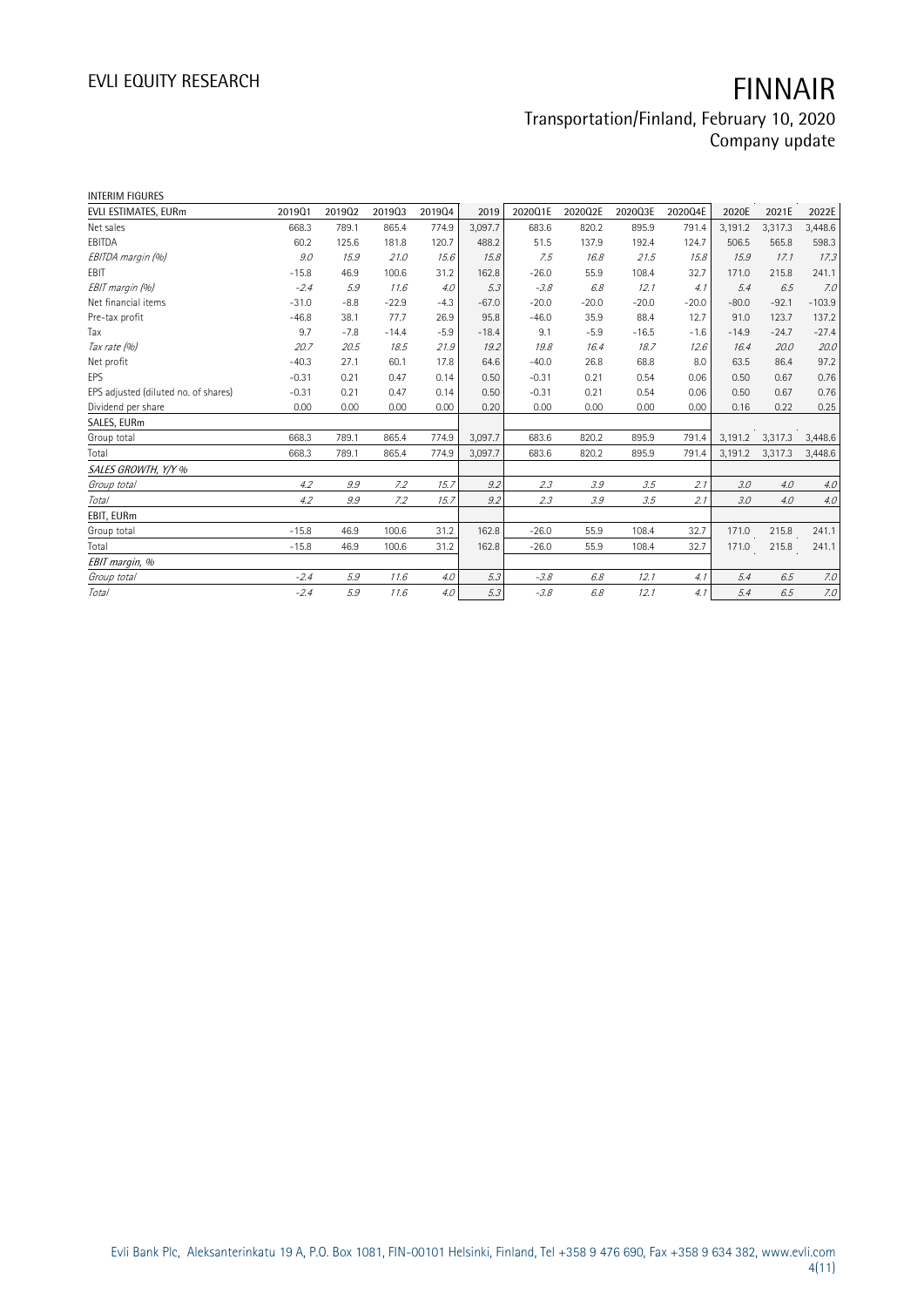INTERIM FIGURES

| EVLI ESTIMATES, EURm | 2019Q1 | 2019Q2 | 2019Q3 | 2019Q4 | 2019 | 2020Q1E | 2020Q2E | 2020Q3E | 2020Q4E | 2020E | 2021E | 2022E |
|---|---|---|---|---|---|---|---|---|---|---|---|---|
| Net sales | 668.3 | 789.1 | 865.4 | 774.9 | 3,097.7 | 683.6 | 820.2 | 895.9 | 791.4 | 3,191.2 | 3,317.3 | 3,448.6 |
| EBITDA | 60.2 | 125.6 | 181.8 | 120.7 | 488.2 | 51.5 | 137.9 | 192.4 | 124.7 | 506.5 | 565.8 | 598.3 |
| *EBITDA margin (%)* | *9.0* | *15.9* | *21.0* | *15.6* | *15.8* | *7.5* | *16.8* | *21.5* | *15.8* | *15.9* | *17.1* | *17.3* |
| EBIT | -15.8 | 46.9 | 100.6 | 31.2 | 162.8 | -26.0 | 55.9 | 108.4 | 32.7 | 171.0 | 215.8 | 241.1 |
| *EBIT margin (%)* | *-2.4* | *5.9* | *11.6* | *4.0* | *5.3* | *-3.8* | *6.8* | *12.1* | *4.1* | *5.4* | *6.5* | *7.0* |
| Net financial items | -31.0 | -8.8 | -22.9 | -4.3 | -67.0 | -20.0 | -20.0 | -20.0 | -20.0 | -80.0 | -92.1 | -103.9 |
| Pre-tax profit | -46.8 | 38.1 | 77.7 | 26.9 | 95.8 | -46.0 | 35.9 | 88.4 | 12.7 | 91.0 | 123.7 | 137.2 |
| Tax | 9.7 | -7.8 | -14.4 | -5.9 | -18.4 | 9.1 | -5.9 | -16.5 | -1.6 | -14.9 | -24.7 | -27.4 |
| *Tax rate (%)* | *20.7* | *20.5* | *18.5* | *21.9* | *19.2* | *19.8* | *16.4* | *18.7* | *12.6* | *16.4* | *20.0* | *20.0* |
| Net profit | -40.3 | 27.1 | 60.1 | 17.8 | 64.6 | -40.0 | 26.8 | 68.8 | 8.0 | 63.5 | 86.4 | 97.2 |
| EPS | -0.31 | 0.21 | 0.47 | 0.14 | 0.50 | -0.31 | 0.21 | 0.54 | 0.06 | 0.50 | 0.67 | 0.76 |
| EPS adjusted (diluted no. of shares) | -0.31 | 0.21 | 0.47 | 0.14 | 0.50 | -0.31 | 0.21 | 0.54 | 0.06 | 0.50 | 0.67 | 0.76 |
| Dividend per share | 0.00 | 0.00 | 0.00 | 0.00 | 0.20 | 0.00 | 0.00 | 0.00 | 0.00 | 0.16 | 0.22 | 0.25 |
| SALES, EURm | | | | | | | | | | | | |
| Group total | 668.3 | 789.1 | 865.4 | 774.9 | 3,097.7 | 683.6 | 820.2 | 895.9 | 791.4 | 3,191.2 | 3,317.3 | 3,448.6 |
| Total | 668.3 | 789.1 | 865.4 | 774.9 | 3,097.7 | 683.6 | 820.2 | 895.9 | 791.4 | 3,191.2 | 3,317.3 | 3,448.6 |
| *SALES GROWTH, Y/Y %* | | | | | | | | | | | | |
| *Group total* | *4.2* | *9.9* | *7.2* | *15.7* | *9.2* | *2.3* | *3.9* | *3.5* | *2.1* | *3.0* | *4.0* | *4.0* |
| *Total* | *4.2* | *9.9* | *7.2* | *15.7* | *9.2* | *2.3* | *3.9* | *3.5* | *2.1* | *3.0* | *4.0* | *4.0* |
| EBIT, EURm | | | | | | | | | | | | |
| Group total | -15.8 | 46.9 | 100.6 | 31.2 | 162.8 | -26.0 | 55.9 | 108.4 | 32.7 | 171.0 | 215.8 | 241.1 |
| Total | -15.8 | 46.9 | 100.6 | 31.2 | 162.8 | -26.0 | 55.9 | 108.4 | 32.7 | 171.0 | 215.8 | 241.1 |
| *EBIT margin, %* | | | | | | | | | | | | |
| *Group total* | *-2.4* | *5.9* | *11.6* | *4.0* | *5.3* | *-3.8* | *6.8* | *12.1* | *4.1* | *5.4* | *6.5* | *7.0* |
| *Total* | *-2.4* | *5.9* | *11.6* | *4.0* | *5.3* | *-3.8* | *6.8* | *12.1* | *4.1* | *5.4* | *6.5* | *7.0* |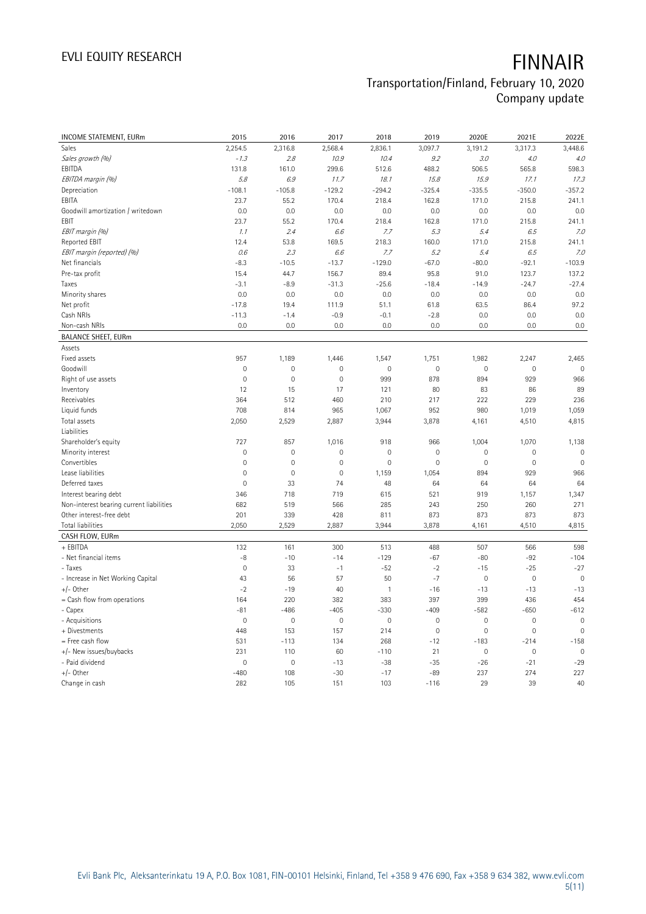# FINNAIR

## Transportation/Finland, February 10, 2020
### Company update

| INCOME STATEMENT, EURm | 2015 | 2016 | 2017 | 2018 | 2019 | 2020E | 2021E | 2022E |
|---|---|---|---|---|---|---|---|---|
| Sales | 2,254.5 | 2,316.8 | 2,568.4 | 2,836.1 | 3,097.7 | 3,191.2 | 3,317.3 | 3,448.6 |
| *Sales growth (%)* | *-1.3* | *2.8* | *10.9* | *10.4* | *9.2* | *3.0* | *4.0* | *4.0* |
| EBITDA | 131.8 | 161.0 | 299.6 | 512.6 | 488.2 | 506.5 | 565.8 | 598.3 |
| *EBITDA margin (%)* | *5.8* | *6.9* | *11.7* | *18.1* | *15.8* | *15.9* | *17.1* | *17.3* |
| Depreciation | -108.1 | -105.8 | -129.2 | -294.2 | -325.4 | -335.5 | -350.0 | -357.2 |
| EBITA | 23.7 | 55.2 | 170.4 | 218.4 | 162.8 | 171.0 | 215.8 | 241.1 |
| Goodwill amortization / writedown | 0.0 | 0.0 | 0.0 | 0.0 | 0.0 | 0.0 | 0.0 | 0.0 |
| EBIT | 23.7 | 55.2 | 170.4 | 218.4 | 162.8 | 171.0 | 215.8 | 241.1 |
| *EBIT margin (%)* | *1.1* | *2.4* | *6.6* | *7.7* | *5.3* | *5.4* | *6.5* | *7.0* |
| Reported EBIT | 12.4 | 53.8 | 169.5 | 218.3 | 160.0 | 171.0 | 215.8 | 241.1 |
| *EBIT margin (reported) (%)* | *0.6* | *2.3* | *6.6* | *7.7* | *5.2* | *5.4* | *6.5* | *7.0* |
| Net financials | -8.3 | -10.5 | -13.7 | -129.0 | -67.0 | -80.0 | -92.1 | -103.9 |
| Pre-tax profit | 15.4 | 44.7 | 156.7 | 89.4 | 95.8 | 91.0 | 123.7 | 137.2 |
| Taxes | -3.1 | -8.9 | -31.3 | -25.6 | -18.4 | -14.9 | -24.7 | -27.4 |
| Minority shares | 0.0 | 0.0 | 0.0 | 0.0 | 0.0 | 0.0 | 0.0 | 0.0 |
| Net profit | -17.8 | 19.4 | 111.9 | 51.1 | 61.8 | 63.5 | 86.4 | 97.2 |
| Cash NRIs | -11.3 | -1.4 | -0.9 | -0.1 | -2.8 | 0.0 | 0.0 | 0.0 |
| Non-cash NRIs | 0.0 | 0.0 | 0.0 | 0.0 | 0.0 | 0.0 | 0.0 | 0.0 |
| **BALANCE SHEET, EURm** | | | | | | | | |
| Assets | | | | | | | | |
| Fixed assets | 957 | 1,189 | 1,446 | 1,547 | 1,751 | 1,982 | 2,247 | 2,465 |
| Goodwill | 0 | 0 | 0 | 0 | 0 | 0 | 0 | 0 |
| Right of use assets | 0 | 0 | 0 | 999 | 878 | 894 | 929 | 966 |
| Inventory | 12 | 15 | 17 | 121 | 80 | 83 | 86 | 89 |
| Receivables | 364 | 512 | 460 | 210 | 217 | 222 | 229 | 236 |
| Liquid funds | 708 | 814 | 965 | 1,067 | 952 | 980 | 1,019 | 1,059 |
| Total assets | 2,050 | 2,529 | 2,887 | 3,944 | 3,878 | 4,161 | 4,510 | 4,815 |
| Liabilities | | | | | | | | |
| Shareholder's equity | 727 | 857 | 1,016 | 918 | 966 | 1,004 | 1,070 | 1,138 |
| Minority interest | 0 | 0 | 0 | 0 | 0 | 0 | 0 | 0 |
| Convertibles | 0 | 0 | 0 | 0 | 0 | 0 | 0 | 0 |
| Lease liabilities | 0 | 0 | 0 | 1,159 | 1,054 | 894 | 929 | 966 |
| Deferred taxes | 0 | 33 | 74 | 48 | 64 | 64 | 64 | 64 |
| Interest bearing debt | 346 | 718 | 719 | 615 | 521 | 919 | 1,157 | 1,347 |
| Non-interest bearing current liabilities | 682 | 519 | 566 | 285 | 243 | 250 | 260 | 271 |
| Other interest-free debt | 201 | 339 | 428 | 811 | 873 | 873 | 873 | 873 |
| Total liabilities | 2,050 | 2,529 | 2,887 | 3,944 | 3,878 | 4,161 | 4,510 | 4,815 |
| **CASH FLOW, EURm** | | | | | | | | |
| + EBITDA | 132 | 161 | 300 | 513 | 488 | 507 | 566 | 598 |
| - Net financial items | -8 | -10 | -14 | -129 | -67 | -80 | -92 | -104 |
| - Taxes | 0 | 33 | -1 | -52 | -2 | -15 | -25 | -27 |
| - Increase in Net Working Capital | 43 | 56 | 57 | 50 | -7 | 0 | 0 | 0 |
| +/- Other | -2 | -19 | 40 | 1 | -16 | -13 | -13 | -13 |
| = Cash flow from operations | 164 | 220 | 382 | 383 | 397 | 399 | 436 | 454 |
| - Capex | -81 | -486 | -405 | -330 | -409 | -582 | -650 | -612 |
| - Acquisitions | 0 | 0 | 0 | 0 | 0 | 0 | 0 | 0 |
| + Divestments | 448 | 153 | 157 | 214 | 0 | 0 | 0 | 0 |
| = Free cash flow | 531 | -113 | 134 | 268 | -12 | -183 | -214 | -158 |
| +/- New issues/buybacks | 231 | 110 | 60 | -110 | 21 | 0 | 0 | 0 |
| - Paid dividend | 0 | 0 | -13 | -38 | -35 | -26 | -21 | -29 |
| +/- Other | -480 | 108 | -30 | -17 | -89 | 237 | 274 | 227 |
| Change in cash | 282 | 105 | 151 | 103 | -116 | 29 | 39 | 40 |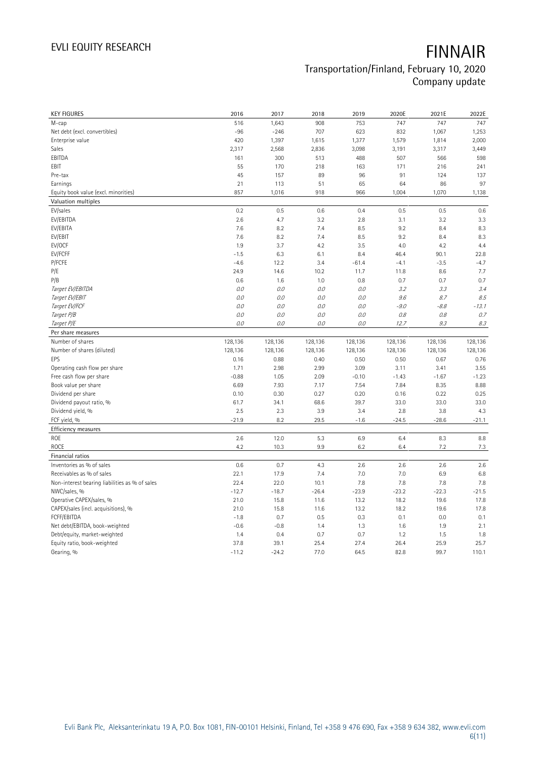# FINNAIR

Transportation/Finland, February 10, 2020
Company update

| KEY FIGURES | 2016 | 2017 | 2018 | 2019 | 2020E | 2021E | 2022E |
|---|---|---|---|---|---|---|---|
| M-cap | 516 | 1,643 | 908 | 753 | 747 | 747 | 747 |
| Net debt (excl. convertibles) | -96 | -246 | 707 | 623 | 832 | 1,067 | 1,253 |
| Enterprise value | 420 | 1,397 | 1,615 | 1,377 | 1,579 | 1,814 | 2,000 |
| Sales | 2,317 | 2,568 | 2,836 | 3,098 | 3,191 | 3,317 | 3,449 |
| EBITDA | 161 | 300 | 513 | 488 | 507 | 566 | 598 |
| EBIT | 55 | 170 | 218 | 163 | 171 | 216 | 241 |
| Pre-tax | 45 | 157 | 89 | 96 | 91 | 124 | 137 |
| Earnings | 21 | 113 | 51 | 65 | 64 | 86 | 97 |
| Equity book value (excl. minorities) | 857 | 1,016 | 918 | 966 | 1,004 | 1,070 | 1,138 |
| **Valuation multiples** | | | | | | | |
| EV/sales | 0.2 | 0.5 | 0.6 | 0.4 | 0.5 | 0.5 | 0.6 |
| EV/EBITDA | 2.6 | 4.7 | 3.2 | 2.8 | 3.1 | 3.2 | 3.3 |
| EV/EBITA | 7.6 | 8.2 | 7.4 | 8.5 | 9.2 | 8.4 | 8.3 |
| EV/EBIT | 7.6 | 8.2 | 7.4 | 8.5 | 9.2 | 8.4 | 8.3 |
| EV/OCF | 1.9 | 3.7 | 4.2 | 3.5 | 4.0 | 4.2 | 4.4 |
| EV/FCFF | -1.5 | 6.3 | 6.1 | 8.4 | 46.4 | 90.1 | 22.8 |
| P/FCFE | -4.6 | 12.2 | 3.4 | -61.4 | -4.1 | -3.5 | -4.7 |
| P/E | 24.9 | 14.6 | 10.2 | 11.7 | 11.8 | 8.6 | 7.7 |
| P/B | 0.6 | 1.6 | 1.0 | 0.8 | 0.7 | 0.7 | 0.7 |
| *Target EV/EBITDA* | *0.0* | *0.0* | *0.0* | *0.0* | *3.2* | *3.3* | *3.4* |
| *Target EV/EBIT* | *0.0* | *0.0* | *0.0* | *0.0* | *9.6* | *8.7* | *8.5* |
| *Target EV/FCF* | *0.0* | *0.0* | *0.0* | *0.0* | *-9.0* | *-8.8* | *-13.1* |
| *Target P/B* | *0.0* | *0.0* | *0.0* | *0.0* | *0.8* | *0.8* | *0.7* |
| *Target P/E* | *0.0* | *0.0* | *0.0* | *0.0* | *12.7* | *9.3* | *8.3* |
| **Per share measures** | | | | | | | |
| Number of shares | 128,136 | 128,136 | 128,136 | 128,136 | 128,136 | 128,136 | 128,136 |
| Number of shares (diluted) | 128,136 | 128,136 | 128,136 | 128,136 | 128,136 | 128,136 | 128,136 |
| EPS | 0.16 | 0.88 | 0.40 | 0.50 | 0.50 | 0.67 | 0.76 |
| Operating cash flow per share | 1.71 | 2.98 | 2.99 | 3.09 | 3.11 | 3.41 | 3.55 |
| Free cash flow per share | -0.88 | 1.05 | 2.09 | -0.10 | -1.43 | -1.67 | -1.23 |
| Book value per share | 6.69 | 7.93 | 7.17 | 7.54 | 7.84 | 8.35 | 8.88 |
| Dividend per share | 0.10 | 0.30 | 0.27 | 0.20 | 0.16 | 0.22 | 0.25 |
| Dividend payout ratio, % | 61.7 | 34.1 | 68.6 | 39.7 | 33.0 | 33.0 | 33.0 |
| Dividend yield, % | 2.5 | 2.3 | 3.9 | 3.4 | 2.8 | 3.8 | 4.3 |
| FCF yield, % | -21.9 | 8.2 | 29.5 | -1.6 | -24.5 | -28.6 | -21.1 |
| **Efficiency measures** | | | | | | | |
| ROE | 2.6 | 12.0 | 5.3 | 6.9 | 6.4 | 8.3 | 8.8 |
| ROCE | 4.2 | 10.3 | 9.9 | 6.2 | 6.4 | 7.2 | 7.3 |
| **Financial ratios** | | | | | | | |
| Inventories as % of sales | 0.6 | 0.7 | 4.3 | 2.6 | 2.6 | 2.6 | 2.6 |
| Receivables as % of sales | 22.1 | 17.9 | 7.4 | 7.0 | 7.0 | 6.9 | 6.8 |
| Non-interest bearing liabilities as % of sales | 22.4 | 22.0 | 10.1 | 7.8 | 7.8 | 7.8 | 7.8 |
| NWC/sales, % | -12.7 | -18.7 | -26.4 | -23.9 | -23.2 | -22.3 | -21.5 |
| Operative CAPEX/sales, % | 21.0 | 15.8 | 11.6 | 13.2 | 18.2 | 19.6 | 17.8 |
| CAPEX/sales (incl. acquisitions), % | 21.0 | 15.8 | 11.6 | 13.2 | 18.2 | 19.6 | 17.8 |
| FCFF/EBITDA | -1.8 | 0.7 | 0.5 | 0.3 | 0.1 | 0.0 | 0.1 |
| Net debt/EBITDA, book-weighted | -0.6 | -0.8 | 1.4 | 1.3 | 1.6 | 1.9 | 2.1 |
| Debt/equity, market-weighted | 1.4 | 0.4 | 0.7 | 0.7 | 1.2 | 1.5 | 1.8 |
| Equity ratio, book-weighted | 37.8 | 39.1 | 25.4 | 27.4 | 26.4 | 25.9 | 25.7 |
| Gearing, % | -11.2 | -24.2 | 77.0 | 64.5 | 82.8 | 99.7 | 110.1 |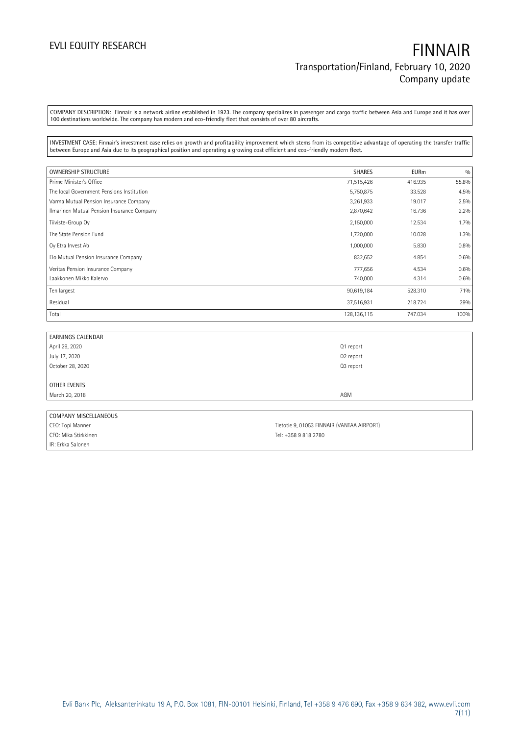COMPANY DESCRIPTION: Finnair is a network airline established in 1923. The company specializes in passenger and cargo traffic between Asia and Europe and it has over 100 destinations worldwide. The company has modern and eco-friendly fleet that consists of over 80 aircrafts.

INVESTMENT CASE: Finnair's investment case relies on growth and profitability improvement which stems from its competitive advantage of operating the transfer traffic between Europe and Asia due to its geographical position and operating a growing cost efficient and eco-friendly modern fleet.

| OWNERSHIP STRUCTURE | SHARES | EURm | % |
|---|---|---|---|
| Prime Minister's Office | 71,515,426 | 416.935 | 55.8% |
| The local Government Pensions Institution | 5,750,875 | 33.528 | 4.5% |
| Varma Mutual Pension Insurance Company | 3,261,933 | 19.017 | 2.5% |
| Ilmarinen Mutual Pension Insurance Company | 2,870,642 | 16.736 | 2.2% |
| Tiiviste-Group Oy | 2,150,000 | 12.534 | 1.7% |
| The State Pension Fund | 1,720,000 | 10.028 | 1.3% |
| Oy Etra Invest Ab | 1,000,000 | 5.830 | 0.8% |
| Elo Mutual Pension Insurance Company | 832,652 | 4.854 | 0.6% |
| Veritas Pension Insurance Company | 777,656 | 4.534 | 0.6% |
| Laakkonen Mikko Kalervo | 740,000 | 4.314 | 0.6% |
| Ten largest | 90,619,184 | 528.310 | 71% |
| Residual | 37,516,931 | 218.724 | 29% |
| Total | 128,136,115 | 747.034 | 100% |

| EARNINGS CALENDAR | |
|---|---|
| April 29, 2020 | Q1 report |
| July 17, 2020 | Q2 report |
| October 28, 2020 | Q3 report |
| | |
| OTHER EVENTS | |
| March 20, 2018 | AGM |

| COMPANY MISCELLANEOUS | |
|---|---|
| CEO: Topi Manner | Tietotie 9, 01053 FINNAIR (VANTAA AIRPORT) |
| CFO: Mika Stirkkinen | Tel: +358 9 818 2780 |
| IR: Erkka Salonen | |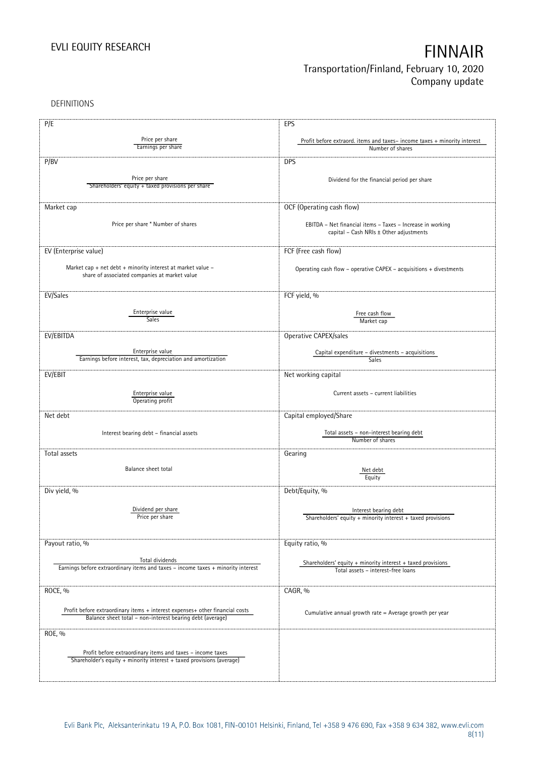DEFINITIONS

| P/E | EPS |
|---|---|
| $\frac{\text{Price per share}}{\text{Earnings per share}}$ | $\frac{\text{Profit before extraord. items and taxes– income taxes + minority interest}}{\text{Number of shares}}$ |
| **P/BV** | **DPS** |
| $\frac{\text{Price per share}}{\text{Shareholders' equity + taxed provisions per share}}$ | Dividend for the financial period per share |
| **Market cap** | **OCF (Operating cash flow)** |
| Price per share * Number of shares | EBITDA – Net financial items – Taxes – Increase in working capital – Cash NRIs ± Other adjustments |
| **EV (Enterprise value)** | **FCF (Free cash flow)** |
| Market cap + net debt + minority interest at market value – share of associated companies at market value | Operating cash flow – operative CAPEX – acquisitions + divestments |
| **EV/Sales** | **FCF yield, %** |
| $\frac{\text{Enterprise value}}{\text{Sales}}$ | $\frac{\text{Free cash flow}}{\text{Market cap}}$ |
| **EV/EBITDA** | **Operative CAPEX/sales** |
| $\frac{\text{Enterprise value}}{\text{Earnings before interest, tax, depreciation and amortization}}$ | $\frac{\text{Capital expenditure – divestments – acquisitions}}{\text{Sales}}$ |
| **EV/EBIT** | **Net working capital** |
| $\frac{\text{Enterprise value}}{\text{Operating profit}}$ | Current assets – current liabilities |
| **Net debt** | **Capital employed/Share** |
| Interest bearing debt – financial assets | $\frac{\text{Total assets – non-interest bearing debt}}{\text{Number of shares}}$ |
| **Total assets** | **Gearing** |
| Balance sheet total | $\frac{\text{Net debt}}{\text{Equity}}$ |
| **Div yield, %** | **Debt/Equity, %** |
| $\frac{\text{Dividend per share}}{\text{Price per share}}$ | $\frac{\text{Interest bearing debt}}{\text{Shareholders' equity + minority interest + taxed provisions}}$ |
| **Payout ratio, %** | **Equity ratio, %** |
| $\frac{\text{Total dividends}}{\text{Earnings before extraordinary items and taxes – income taxes + minority interest}}$ | $\frac{\text{Shareholders' equity + minority interest + taxed provisions}}{\text{Total assets – interest-free loans}}$ |
| **ROCE, %** | **CAGR, %** |
| $\frac{\text{Profit before extraordinary items + interest expenses+ other financial costs}}{\text{Balance sheet total – non-interest bearing debt (average)}}$ | Cumulative annual growth rate = Average growth per year |
| **ROE, %** | |
| $\frac{\text{Profit before extraordinary items and taxes – income taxes}}{\text{Shareholder's equity + minority interest + taxed provisions (average)}}$ | |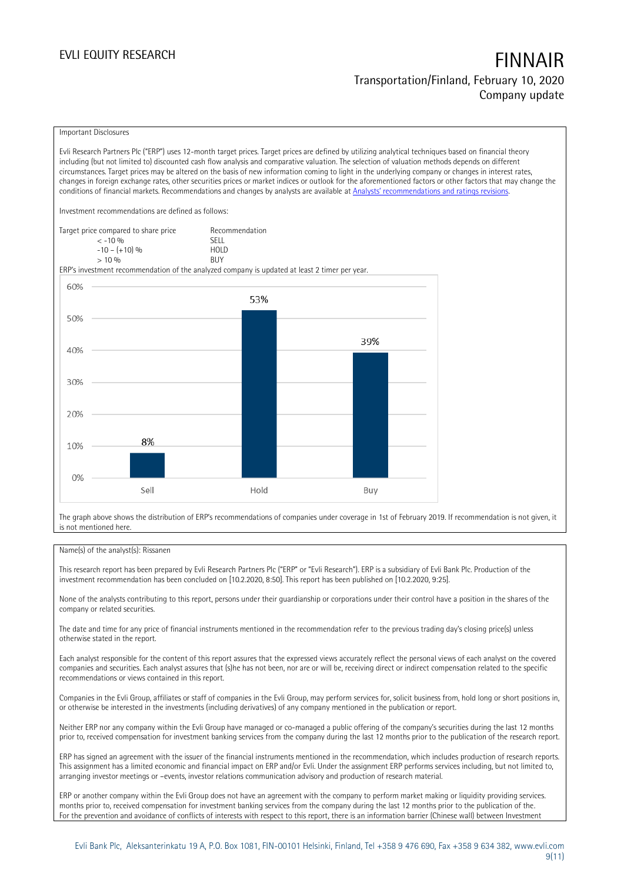Important Disclosures

Evli Research Partners Plc ("ERP") uses 12-month target prices. Target prices are defined by utilizing analytical techniques based on financial theory including (but not limited to) discounted cash flow analysis and comparative valuation. The selection of valuation methods depends on different circumstances. Target prices may be altered on the basis of new information coming to light in the underlying company or changes in interest rates, changes in foreign exchange rates, other securities prices or market indices or outlook for the aforementioned factors or other factors that may change the conditions of financial markets. Recommendations and changes by analysts are available at [Analysts' recommendations and ratings revisions](Analysts' recommendations and ratings revisions).

Investment recommendations are defined as follows:

| Target price compared to share price | Recommendation |
|---|---|
| < -10 % | SELL |
| -10 – (+10) % | HOLD |
| > 10 % | BUY |

ERP's investment recommendation of the analyzed company is updated at least 2 timer per year.

| | Sell | Hold | Buy |
|---|---|---|---|
| Share of recommendations | 8% | 53% | 39% |

The graph above shows the distribution of ERP's recommendations of companies under coverage in 1st of February 2019. If recommendation is not given, it is not mentioned here.

Name(s) of the analyst(s): Rissanen

This research report has been prepared by Evli Research Partners Plc ("ERP" or "Evli Research"). ERP is a subsidiary of Evli Bank Plc. Production of the investment recommendation has been concluded on [10.2.2020, 8:50]. This report has been published on [10.2.2020, 9:25].

None of the analysts contributing to this report, persons under their guardianship or corporations under their control have a position in the shares of the company or related securities.

The date and time for any price of financial instruments mentioned in the recommendation refer to the previous trading day's closing price(s) unless otherwise stated in the report.

Each analyst responsible for the content of this report assures that the expressed views accurately reflect the personal views of each analyst on the covered companies and securities. Each analyst assures that (s)he has not been, nor are or will be, receiving direct or indirect compensation related to the specific recommendations or views contained in this report.

Companies in the Evli Group, affiliates or staff of companies in the Evli Group, may perform services for, solicit business from, hold long or short positions in, or otherwise be interested in the investments (including derivatives) of any company mentioned in the publication or report.

Neither ERP nor any company within the Evli Group have managed or co-managed a public offering of the company's securities during the last 12 months prior to, received compensation for investment banking services from the company during the last 12 months prior to the publication of the research report.

ERP has signed an agreement with the issuer of the financial instruments mentioned in the recommendation, which includes production of research reports. This assignment has a limited economic and financial impact on ERP and/or Evli. Under the assignment ERP performs services including, but not limited to, arranging investor meetings or –events, investor relations communication advisory and production of research material.

ERP or another company within the Evli Group does not have an agreement with the company to perform market making or liquidity providing services. months prior to, received compensation for investment banking services from the company during the last 12 months prior to the publication of the.
For the prevention and avoidance of conflicts of interests with respect to this report, there is an information barrier (Chinese wall) between Investment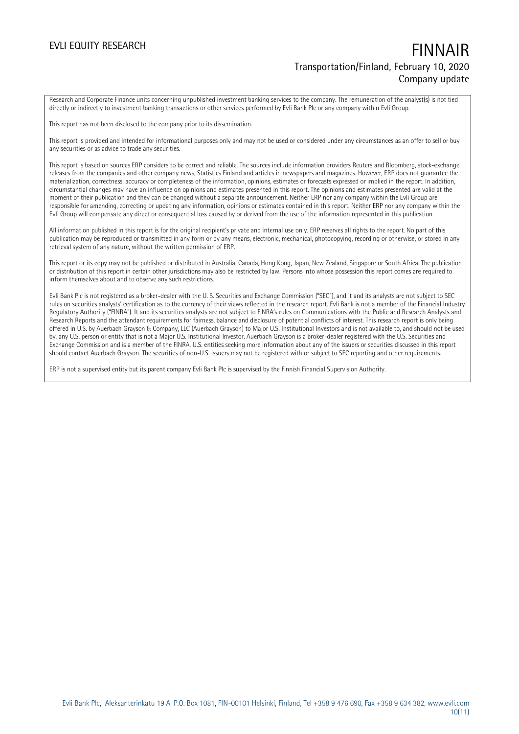Research and Corporate Finance units concerning unpublished investment banking services to the company. The remuneration of the analyst(s) is not tied directly or indirectly to investment banking transactions or other services performed by Evli Bank Plc or any company within Evli Group.

This report has not been disclosed to the company prior to its dissemination.

This report is provided and intended for informational purposes only and may not be used or considered under any circumstances as an offer to sell or buy any securities or as advice to trade any securities.

This report is based on sources ERP considers to be correct and reliable. The sources include information providers Reuters and Bloomberg, stock-exchange releases from the companies and other company news, Statistics Finland and articles in newspapers and magazines. However, ERP does not guarantee the materialization, correctness, accuracy or completeness of the information, opinions, estimates or forecasts expressed or implied in the report. In addition, circumstantial changes may have an influence on opinions and estimates presented in this report. The opinions and estimates presented are valid at the moment of their publication and they can be changed without a separate announcement. Neither ERP nor any company within the Evli Group are responsible for amending, correcting or updating any information, opinions or estimates contained in this report. Neither ERP nor any company within the Evli Group will compensate any direct or consequential loss caused by or derived from the use of the information represented in this publication.

All information published in this report is for the original recipient's private and internal use only. ERP reserves all rights to the report. No part of this publication may be reproduced or transmitted in any form or by any means, electronic, mechanical, photocopying, recording or otherwise, or stored in any retrieval system of any nature, without the written permission of ERP.

This report or its copy may not be published or distributed in Australia, Canada, Hong Kong, Japan, New Zealand, Singapore or South Africa. The publication or distribution of this report in certain other jurisdictions may also be restricted by law. Persons into whose possession this report comes are required to inform themselves about and to observe any such restrictions.

Evli Bank Plc is not registered as a broker-dealer with the U. S. Securities and Exchange Commission ("SEC"), and it and its analysts are not subject to SEC rules on securities analysts' certification as to the currency of their views reflected in the research report. Evli Bank is not a member of the Financial Industry Regulatory Authority ("FINRA"). It and its securities analysts are not subject to FINRA's rules on Communications with the Public and Research Analysts and Research Reports and the attendant requirements for fairness, balance and disclosure of potential conflicts of interest. This research report is only being offered in U.S. by Auerbach Grayson & Company, LLC (Auerbach Grayson) to Major U.S. Institutional Investors and is not available to, and should not be used by, any U.S. person or entity that is not a Major U.S. Institutional Investor. Auerbach Grayson is a broker-dealer registered with the U.S. Securities and Exchange Commission and is a member of the FINRA. U.S. entities seeking more information about any of the issuers or securities discussed in this report should contact Auerbach Grayson. The securities of non-U.S. issuers may not be registered with or subject to SEC reporting and other requirements.

ERP is not a supervised entity but its parent company Evli Bank Plc is supervised by the Finnish Financial Supervision Authority.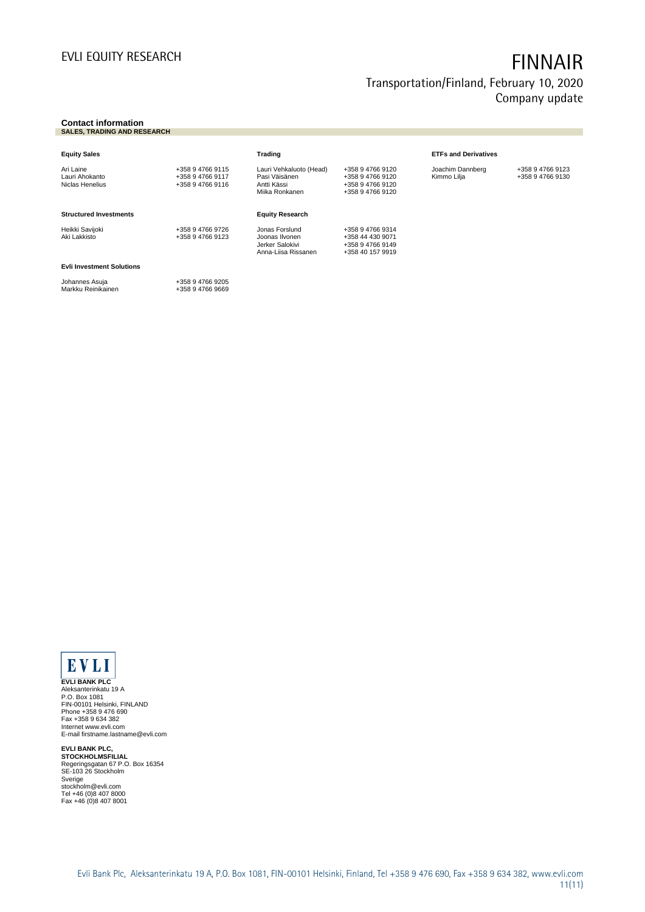## Contact information

**SALES, TRADING AND RESEARCH**

**Equity Sales**

| | |
|---|---|
| Ari Laine | +358 9 4766 9115 |
| Lauri Ahokanto | +358 9 4766 9117 |
| Niclas Henelius | +358 9 4766 9116 |

**Trading**

| | |
|---|---|
| Lauri Vehkaluoto (Head) | +358 9 4766 9120 |
| Pasi Väisänen | +358 9 4766 9120 |
| Antti Kässi | +358 9 4766 9120 |
| Miika Ronkanen | +358 9 4766 9120 |

**ETFs and Derivatives**

| | |
|---|---|
| Joachim Dannberg | +358 9 4766 9123 |
| Kimmo Lilja | +358 9 4766 9130 |

**Structured Investments**

| | |
|---|---|
| Heikki Savijoki | +358 9 4766 9726 |
| Aki Lakkisto | +358 9 4766 9123 |

**Equity Research**

| | |
|---|---|
| Jonas Forslund | +358 9 4766 9314 |
| Joonas Ilvonen | +358 44 430 9071 |
| Jerker Salokivi | +358 9 4766 9149 |
| Anna-Liisa Rissanen | +358 40 157 9919 |

**Evli Investment Solutions**

| | |
|---|---|
| Johannes Asuja | +358 9 4766 9205 |
| Markku Reinikainen | +358 9 4766 9669 |

EVLI

**EVLI BANK PLC**
Aleksanterinkatu 19 A
P.O. Box 1081
FIN-00101 Helsinki, FINLAND
Phone +358 9 476 690
Fax +358 9 634 382
Internet www.evli.com
E-mail firstname.lastname@evli.com

**EVLI BANK PLC, STOCKHOLMSFILIAL**
Regeringsgatan 67 P.O. Box 16354
SE-103 26 Stockholm
Sverige
stockholm@evli.com
Tel +46 (0)8 407 8000
Fax +46 (0)8 407 8001